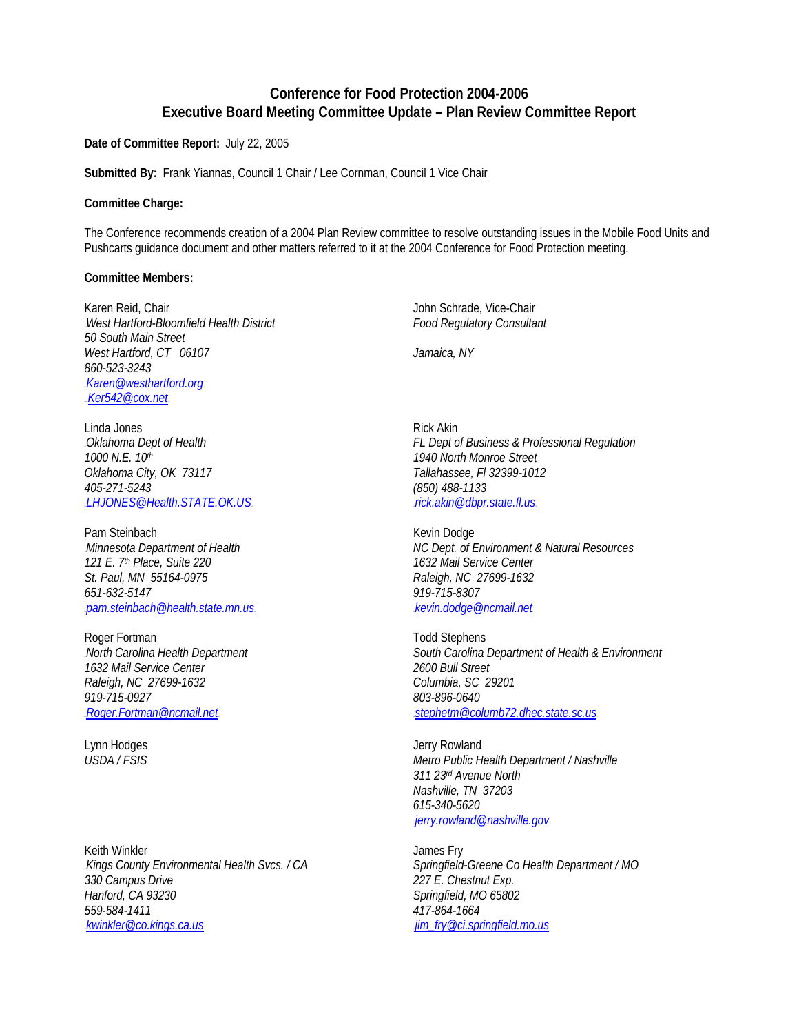# Conference for Food Protection 2004-2006
## Executive Board Meeting Committee Update – Plan Review Committee Report

**Date of Committee Report:** July 22, 2005

**Submitted By:** Frank Yiannas, Council 1 Chair / Lee Cornman, Council 1 Vice Chair

**Committee Charge:**

The Conference recommends creation of a 2004 Plan Review committee to resolve outstanding issues in the Mobile Food Units and Pushcarts guidance document and other matters referred to it at the 2004 Conference for Food Protection meeting.

**Committee Members:**

Karen Reid, Chair
*West Hartford-Bloomfield Health District*
*50 South Main Street*
*West Hartford, CT 06107*
*860-523-3243*
*Karen@westhartford.org*
*Ker542@cox.net*

John Schrade, Vice-Chair
*Food Regulatory Consultant*

*Jamaica, NY*

Linda Jones
*Oklahoma Dept of Health*
*1000 N.E. 10th*
*Oklahoma City, OK 73117*
*405-271-5243*
*LHJONES@Health.STATE.OK.US*

Rick Akin
*FL Dept of Business & Professional Regulation*
*1940 North Monroe Street*
*Tallahassee, Fl 32399-1012*
*(850) 488-1133*
*rick.akin@dbpr.state.fl.us*

Pam Steinbach
*Minnesota Department of Health*
*121 E. 7th Place, Suite 220*
*St. Paul, MN 55164-0975*
*651-632-5147*
*pam.steinbach@health.state.mn.us*

Kevin Dodge
*NC Dept. of Environment & Natural Resources*
*1632 Mail Service Center*
*Raleigh, NC 27699-1632*
*919-715-8307*
*kevin.dodge@ncmail.net*

Roger Fortman
*North Carolina Health Department*
*1632 Mail Service Center*
*Raleigh, NC 27699-1632*
*919-715-0927*
*Roger.Fortman@ncmail.net*

Todd Stephens
*South Carolina Department of Health & Environment*
*2600 Bull Street*
*Columbia, SC 29201*
*803-896-0640*
*stephetm@columb72.dhec.state.sc.us*

Lynn Hodges
*USDA / FSIS*

Jerry Rowland
*Metro Public Health Department / Nashville*
*311 23rd Avenue North*
*Nashville, TN 37203*
*615-340-5620*
*jerry.rowland@nashville.gov*

Keith Winkler
*Kings County Environmental Health Svcs. / CA*
*330 Campus Drive*
*Hanford, CA 93230*
*559-584-1411*
*kwinkler@co.kings.ca.us*

James Fry
*Springfield-Greene Co Health Department / MO*
*227 E. Chestnut Exp.*
*Springfield, MO 65802*
*417-864-1664*
*jim_fry@ci.springfield.mo.us*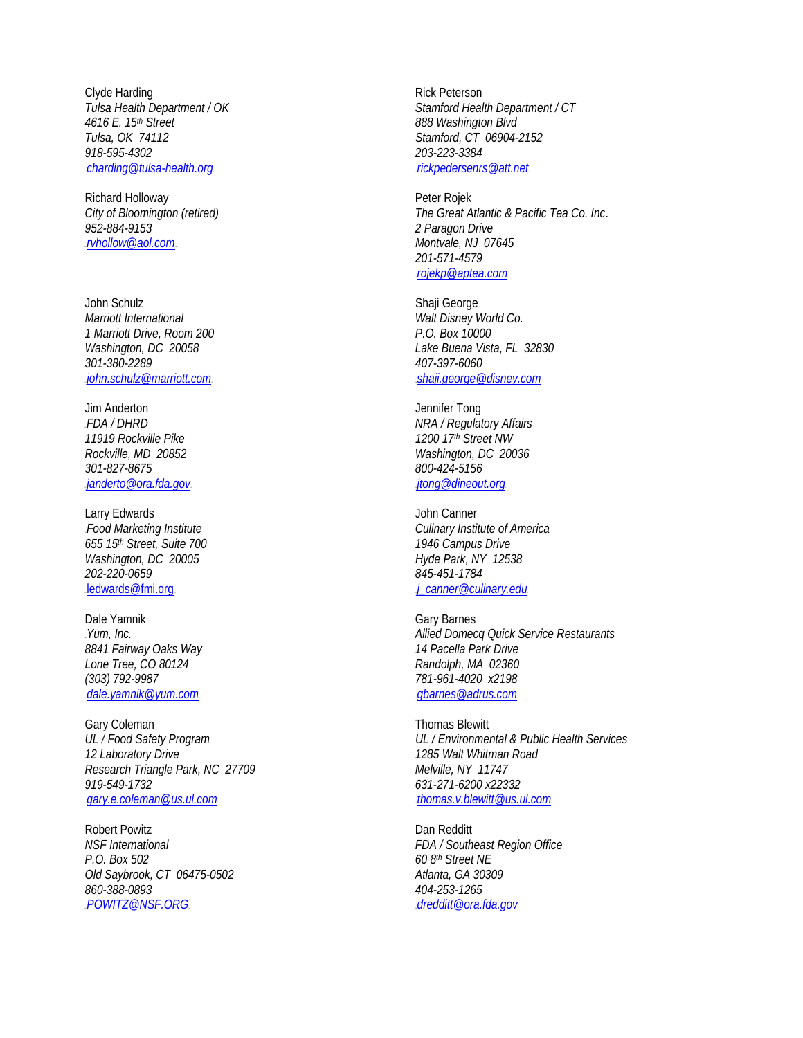Clyde Harding
*Tulsa Health Department / OK*
*4616 E. 15th Street*
*Tulsa, OK 74112*
*918-595-4302*
*charding@tulsa-health.org*

Richard Holloway
*City of Bloomington (retired)*
*952-884-9153*
*rvhollow@aol.com*

John Schulz
*Marriott International*
*1 Marriott Drive, Room 200*
*Washington, DC 20058*
*301-380-2289*
*john.schulz@marriott.com*

Jim Anderton
*FDA / DHRD*
*11919 Rockville Pike*
*Rockville, MD 20852*
*301-827-8675*
*janderto@ora.fda.gov*

Larry Edwards
*Food Marketing Institute*
*655 15th Street, Suite 700*
*Washington, DC 20005*
*202-220-0659*
*ledwards@fmi.org*

Dale Yamnik
*Yum, Inc.*
*8841 Fairway Oaks Way*
*Lone Tree, CO 80124*
*(303) 792-9987*
*dale.yamnik@yum.com*

Gary Coleman
*UL / Food Safety Program*
*12 Laboratory Drive*
*Research Triangle Park, NC 27709*
*919-549-1732*
*gary.e.coleman@us.ul.com*

Robert Powitz
*NSF International*
*P.O. Box 502*
*Old Saybrook, CT 06475-0502*
*860-388-0893*
*POWITZ@NSF.ORG*

Rick Peterson
*Stamford Health Department / CT*
*888 Washington Blvd*
*Stamford, CT 06904-2152*
*203-223-3384*
*rickpedersenrs@att.net*

Peter Rojek
*The Great Atlantic & Pacific Tea Co. Inc.*
*2 Paragon Drive*
*Montvale, NJ 07645*
*201-571-4579*
*rojekp@aptea.com*

Shaji George
*Walt Disney World Co.*
*P.O. Box 10000*
*Lake Buena Vista, FL 32830*
*407-397-6060*
*shaji.george@disney.com*

Jennifer Tong
*NRA / Regulatory Affairs*
*1200 17th Street NW*
*Washington, DC 20036*
*800-424-5156*
*jtong@dineout.org*

John Canner
*Culinary Institute of America*
*1946 Campus Drive*
*Hyde Park, NY 12538*
*845-451-1784*
*j_canner@culinary.edu*

Gary Barnes
*Allied Domecq Quick Service Restaurants*
*14 Pacella Park Drive*
*Randolph, MA 02360*
*781-961-4020 x2198*
*gbarnes@adrus.com*

Thomas Blewitt
*UL / Environmental & Public Health Services*
*1285 Walt Whitman Road*
*Melville, NY 11747*
*631-271-6200 x22332*
*thomas.v.blewitt@us.ul.com*

Dan Redditt
*FDA / Southeast Region Office*
*60 8th Street NE*
*Atlanta, GA 30309*
*404-253-1265*
*dredditt@ora.fda.gov*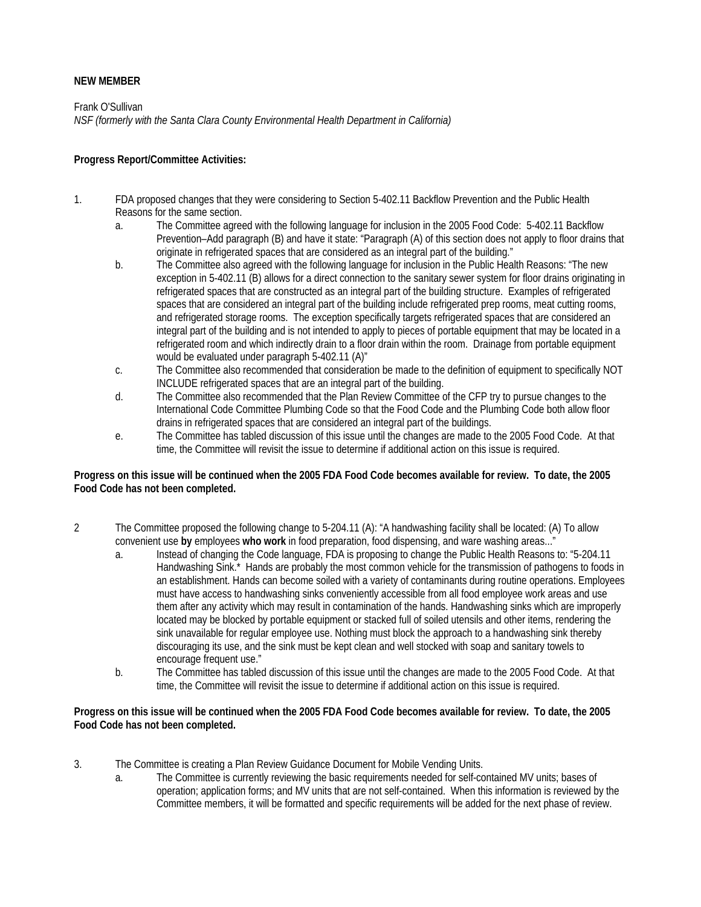**NEW MEMBER**

Frank O'Sullivan
*NSF (formerly with the Santa Clara County Environmental Health Department in California)*

**Progress Report/Committee Activities:**

1. FDA proposed changes that they were considering to Section 5-402.11 Backflow Prevention and the Public Health Reasons for the same section.
    a. The Committee agreed with the following language for inclusion in the 2005 Food Code: 5-402.11 Backflow Prevention–Add paragraph (B) and have it state: "Paragraph (A) of this section does not apply to floor drains that originate in refrigerated spaces that are considered as an integral part of the building."
    b. The Committee also agreed with the following language for inclusion in the Public Health Reasons: "The new exception in 5-402.11 (B) allows for a direct connection to the sanitary sewer system for floor drains originating in refrigerated spaces that are constructed as an integral part of the building structure. Examples of refrigerated spaces that are considered an integral part of the building include refrigerated prep rooms, meat cutting rooms, and refrigerated storage rooms. The exception specifically targets refrigerated spaces that are considered an integral part of the building and is not intended to apply to pieces of portable equipment that may be located in a refrigerated room and which indirectly drain to a floor drain within the room. Drainage from portable equipment would be evaluated under paragraph 5-402.11 (A)"
    c. The Committee also recommended that consideration be made to the definition of equipment to specifically NOT INCLUDE refrigerated spaces that are an integral part of the building.
    d. The Committee also recommended that the Plan Review Committee of the CFP try to pursue changes to the International Code Committee Plumbing Code so that the Food Code and the Plumbing Code both allow floor drains in refrigerated spaces that are considered an integral part of the buildings.
    e. The Committee has tabled discussion of this issue until the changes are made to the 2005 Food Code. At that time, the Committee will revisit the issue to determine if additional action on this issue is required.

**Progress on this issue will be continued when the 2005 FDA Food Code becomes available for review. To date, the 2005 Food Code has not been completed.**

2. The Committee proposed the following change to 5-204.11 (A): "A handwashing facility shall be located: (A) To allow convenient use **by** employees **who work** in food preparation, food dispensing, and ware washing areas..."
    a. Instead of changing the Code language, FDA is proposing to change the Public Health Reasons to: "5-204.11 Handwashing Sink.* Hands are probably the most common vehicle for the transmission of pathogens to foods in an establishment. Hands can become soiled with a variety of contaminants during routine operations. Employees must have access to handwashing sinks conveniently accessible from all food employee work areas and use them after any activity which may result in contamination of the hands. Handwashing sinks which are improperly located may be blocked by portable equipment or stacked full of soiled utensils and other items, rendering the sink unavailable for regular employee use. Nothing must block the approach to a handwashing sink thereby discouraging its use, and the sink must be kept clean and well stocked with soap and sanitary towels to encourage frequent use."
    b. The Committee has tabled discussion of this issue until the changes are made to the 2005 Food Code. At that time, the Committee will revisit the issue to determine if additional action on this issue is required.

**Progress on this issue will be continued when the 2005 FDA Food Code becomes available for review. To date, the 2005 Food Code has not been completed.**

3. The Committee is creating a Plan Review Guidance Document for Mobile Vending Units.
    a. The Committee is currently reviewing the basic requirements needed for self-contained MV units; bases of operation; application forms; and MV units that are not self-contained. When this information is reviewed by the Committee members, it will be formatted and specific requirements will be added for the next phase of review.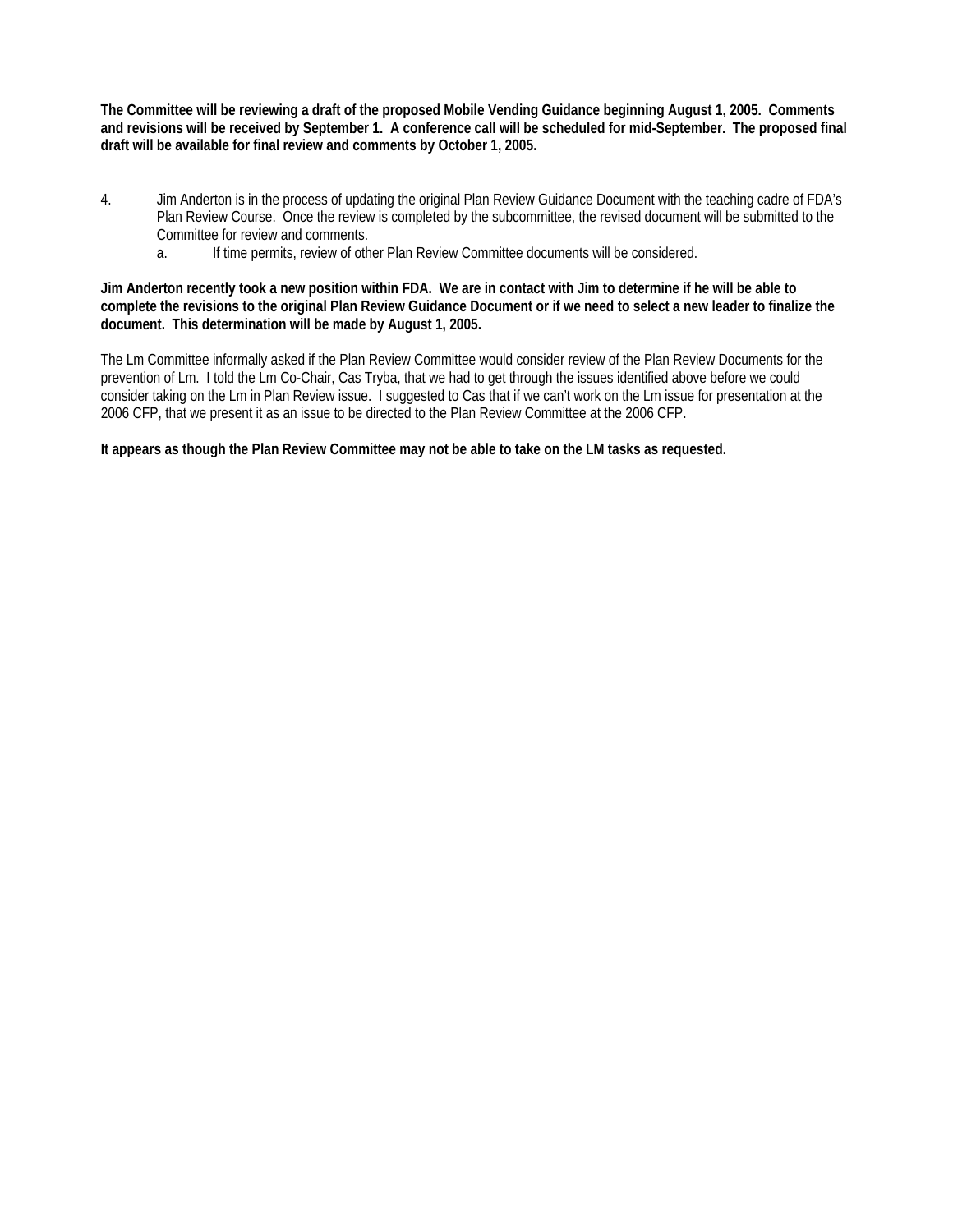**The Committee will be reviewing a draft of the proposed Mobile Vending Guidance beginning August 1, 2005. Comments and revisions will be received by September 1. A conference call will be scheduled for mid-September. The proposed final draft will be available for final review and comments by October 1, 2005.**

4. Jim Anderton is in the process of updating the original Plan Review Guidance Document with the teaching cadre of FDA's Plan Review Course. Once the review is completed by the subcommittee, the revised document will be submitted to the Committee for review and comments.
   a. If time permits, review of other Plan Review Committee documents will be considered.

**Jim Anderton recently took a new position within FDA. We are in contact with Jim to determine if he will be able to complete the revisions to the original Plan Review Guidance Document or if we need to select a new leader to finalize the document. This determination will be made by August 1, 2005.**

The Lm Committee informally asked if the Plan Review Committee would consider review of the Plan Review Documents for the prevention of Lm. I told the Lm Co-Chair, Cas Tryba, that we had to get through the issues identified above before we could consider taking on the Lm in Plan Review issue. I suggested to Cas that if we can't work on the Lm issue for presentation at the 2006 CFP, that we present it as an issue to be directed to the Plan Review Committee at the 2006 CFP.

**It appears as though the Plan Review Committee may not be able to take on the LM tasks as requested.**